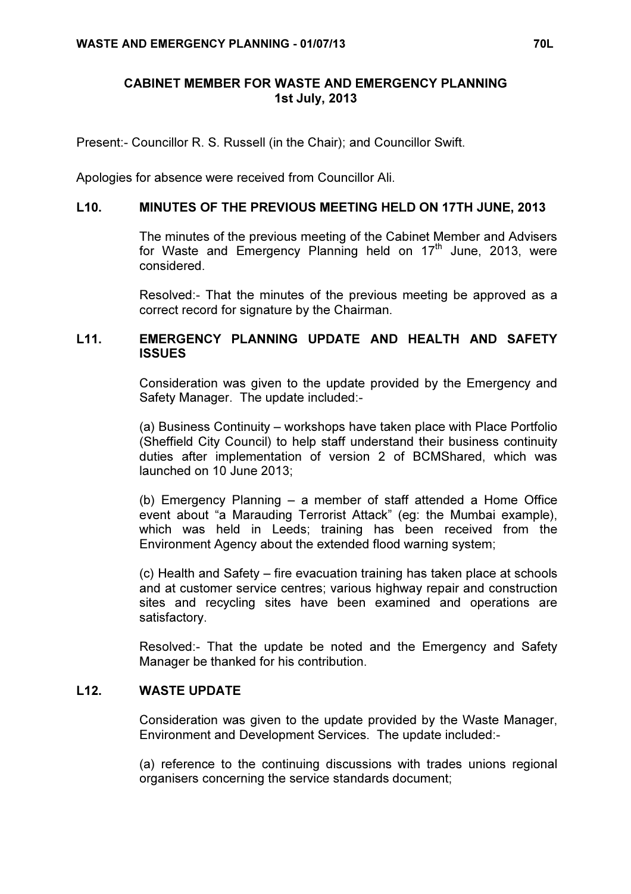# CABINET MEMBER FOR WASTE AND EMERGENCY PLANNING
## 1st July, 2013

Present:- Councillor R. S. Russell (in the Chair); and Councillor Swift.

Apologies for absence were received from Councillor Ali.

### L10. MINUTES OF THE PREVIOUS MEETING HELD ON 17TH JUNE, 2013

The minutes of the previous meeting of the Cabinet Member and Advisers for Waste and Emergency Planning held on 17th June, 2013, were considered.

Resolved:- That the minutes of the previous meeting be approved as a correct record for signature by the Chairman.

### L11. EMERGENCY PLANNING UPDATE AND HEALTH AND SAFETY ISSUES

Consideration was given to the update provided by the Emergency and Safety Manager. The update included:-

(a) Business Continuity – workshops have taken place with Place Portfolio (Sheffield City Council) to help staff understand their business continuity duties after implementation of version 2 of BCMShared, which was launched on 10 June 2013;

(b) Emergency Planning – a member of staff attended a Home Office event about "a Marauding Terrorist Attack" (eg: the Mumbai example), which was held in Leeds; training has been received from the Environment Agency about the extended flood warning system;

(c) Health and Safety – fire evacuation training has taken place at schools and at customer service centres; various highway repair and construction sites and recycling sites have been examined and operations are satisfactory.

Resolved:- That the update be noted and the Emergency and Safety Manager be thanked for his contribution.

### L12. WASTE UPDATE

Consideration was given to the update provided by the Waste Manager, Environment and Development Services. The update included:-

(a) reference to the continuing discussions with trades unions regional organisers concerning the service standards document;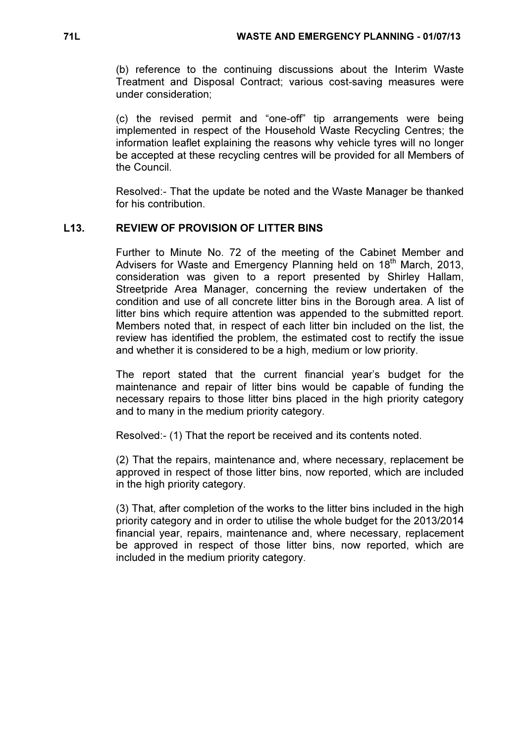(b) reference to the continuing discussions about the Interim Waste Treatment and Disposal Contract; various cost-saving measures were under consideration;

(c) the revised permit and "one-off" tip arrangements were being implemented in respect of the Household Waste Recycling Centres; the information leaflet explaining the reasons why vehicle tyres will no longer be accepted at these recycling centres will be provided for all Members of the Council.

Resolved:- That the update be noted and the Waste Manager be thanked for his contribution.

## L13. REVIEW OF PROVISION OF LITTER BINS

Further to Minute No. 72 of the meeting of the Cabinet Member and Advisers for Waste and Emergency Planning held on 18th March, 2013, consideration was given to a report presented by Shirley Hallam, Streetpride Area Manager, concerning the review undertaken of the condition and use of all concrete litter bins in the Borough area. A list of litter bins which require attention was appended to the submitted report. Members noted that, in respect of each litter bin included on the list, the review has identified the problem, the estimated cost to rectify the issue and whether it is considered to be a high, medium or low priority.

The report stated that the current financial year's budget for the maintenance and repair of litter bins would be capable of funding the necessary repairs to those litter bins placed in the high priority category and to many in the medium priority category.

Resolved:- (1) That the report be received and its contents noted.

(2) That the repairs, maintenance and, where necessary, replacement be approved in respect of those litter bins, now reported, which are included in the high priority category.

(3) That, after completion of the works to the litter bins included in the high priority category and in order to utilise the whole budget for the 2013/2014 financial year, repairs, maintenance and, where necessary, replacement be approved in respect of those litter bins, now reported, which are included in the medium priority category.